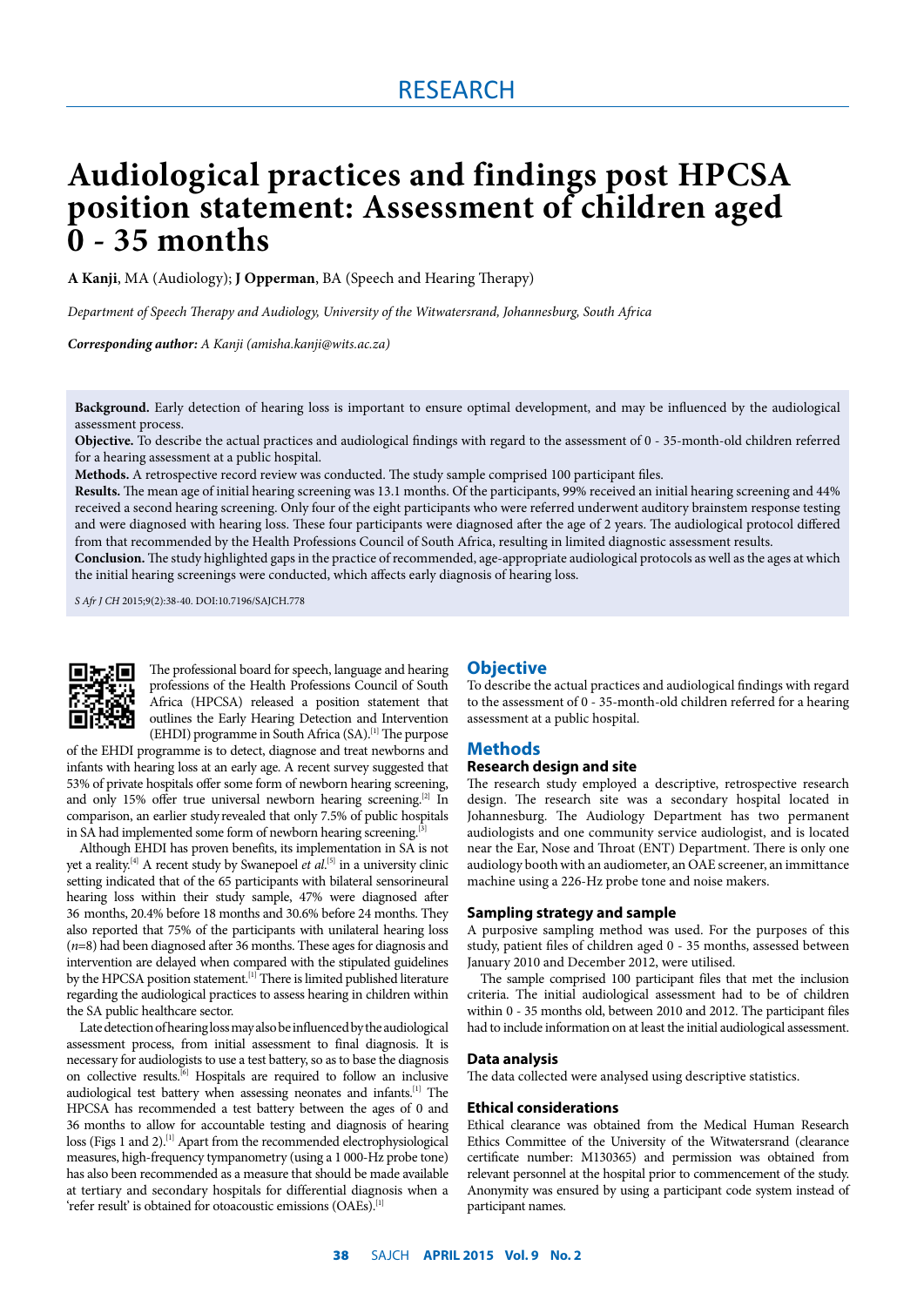RESEARCH

# Audiological practices and findings post HPCSA position statement: Assessment of children aged 0 - 35 months

**A Kanji**, MA (Audiology); **J Opperman**, BA (Speech and Hearing Therapy)

*Department of Speech Therapy and Audiology, University of the Witwatersrand, Johannesburg, South Africa*

***Corresponding author:*** *A Kanji (amisha.kanji@wits.ac.za)*

**Background.** Early detection of hearing loss is important to ensure optimal development, and may be influenced by the audiological assessment process.

**Objective.** To describe the actual practices and audiological findings with regard to the assessment of 0 - 35-month-old children referred for a hearing assessment at a public hospital.

**Methods.** A retrospective record review was conducted. The study sample comprised 100 participant files.

**Results.** The mean age of initial hearing screening was 13.1 months. Of the participants, 99% received an initial hearing screening and 44% received a second hearing screening. Only four of the eight participants who were referred underwent auditory brainstem response testing and were diagnosed with hearing loss. These four participants were diagnosed after the age of 2 years. The audiological protocol differed from that recommended by the Health Professions Council of South Africa, resulting in limited diagnostic assessment results.

**Conclusion.** The study highlighted gaps in the practice of recommended, age-appropriate audiological protocols as well as the ages at which the initial hearing screenings were conducted, which affects early diagnosis of hearing loss.

*S Afr J CH* 2015;9(2):38-40. DOI:10.7196/SAJCH.778

The professional board for speech, language and hearing professions of the Health Professions Council of South Africa (HPCSA) released a position statement that outlines the Early Hearing Detection and Intervention (EHDI) programme in South Africa (SA).[1] The purpose of the EHDI programme is to detect, diagnose and treat newborns and infants with hearing loss at an early age. A recent survey suggested that 53% of private hospitals offer some form of newborn hearing screening, and only 15% offer true universal newborn hearing screening.[2] In comparison, an earlier study revealed that only 7.5% of public hospitals in SA had implemented some form of newborn hearing screening.[3]

Although EHDI has proven benefits, its implementation in SA is not yet a reality.[4] A recent study by Swanepoel *et al*.[5] in a university clinic setting indicated that of the 65 participants with bilateral sensorineural hearing loss within their study sample, 47% were diagnosed after 36 months, 20.4% before 18 months and 30.6% before 24 months. They also reported that 75% of the participants with unilateral hearing loss (*n*=8) had been diagnosed after 36 months. These ages for diagnosis and intervention are delayed when compared with the stipulated guidelines by the HPCSA position statement.[1] There is limited published literature regarding the audiological practices to assess hearing in children within the SA public healthcare sector.

Late detection of hearing loss may also be influenced by the audiological assessment process, from initial assessment to final diagnosis. It is necessary for audiologists to use a test battery, so as to base the diagnosis on collective results.[6] Hospitals are required to follow an inclusive audiological test battery when assessing neonates and infants.[1] The HPCSA has recommended a test battery between the ages of 0 and 36 months to allow for accountable testing and diagnosis of hearing loss (Figs 1 and 2).[1] Apart from the recommended electrophysiological measures, high-frequency tympanometry (using a 1 000-Hz probe tone) has also been recommended as a measure that should be made available at tertiary and secondary hospitals for differential diagnosis when a 'refer result' is obtained for otoacoustic emissions (OAEs).[1]

## Objective

To describe the actual practices and audiological findings with regard to the assessment of 0 - 35-month-old children referred for a hearing assessment at a public hospital.

## Methods

### Research design and site

The research study employed a descriptive, retrospective research design. The research site was a secondary hospital located in Johannesburg. The Audiology Department has two permanent audiologists and one community service audiologist, and is located near the Ear, Nose and Throat (ENT) Department. There is only one audiology booth with an audiometer, an OAE screener, an immittance machine using a 226-Hz probe tone and noise makers.

### Sampling strategy and sample

A purposive sampling method was used. For the purposes of this study, patient files of children aged 0 - 35 months, assessed between January 2010 and December 2012, were utilised.

The sample comprised 100 participant files that met the inclusion criteria. The initial audiological assessment had to be of children within 0 - 35 months old, between 2010 and 2012. The participant files had to include information on at least the initial audiological assessment.

### Data analysis

The data collected were analysed using descriptive statistics.

### Ethical considerations

Ethical clearance was obtained from the Medical Human Research Ethics Committee of the University of the Witwatersrand (clearance certificate number: M130365) and permission was obtained from relevant personnel at the hospital prior to commencement of the study. Anonymity was ensured by using a participant code system instead of participant names.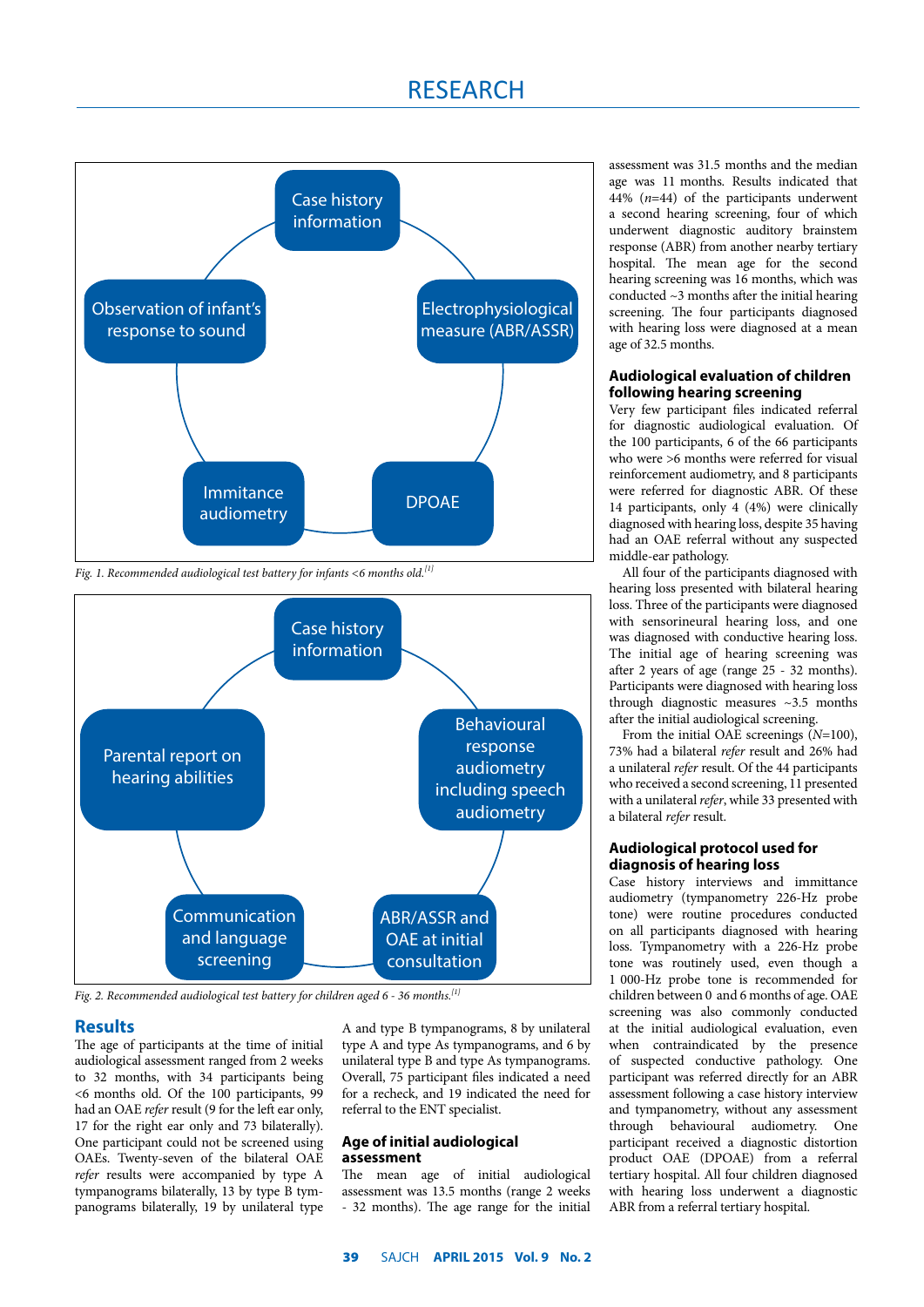Case history information

Electrophysiological measure (ABR/ASSR)

DPOAE

Immitance audiometry

Observation of infant's response to sound

*Fig. 1. Recommended audiological test battery for infants <6 months old.[1]*

Case history information

Behavioural response audiometry including speech audiometry

ABR/ASSR and OAE at initial consultation

Communication and language screening

Parental report on hearing abilities

*Fig. 2. Recommended audiological test battery for children aged 6 - 36 months.[1]*

## Results

The age of participants at the time of initial audiological assessment ranged from 2 weeks to 32 months, with 34 participants being <6 months old. Of the 100 participants, 99 had an OAE *refer* result (9 for the left ear only, 17 for the right ear only and 73 bilaterally). One participant could not be screened using OAEs. Twenty-seven of the bilateral OAE *refer* results were accompanied by type A tympanograms bilaterally, 13 by type B tympanograms bilaterally, 19 by unilateral type A and type B tympanograms, 8 by unilateral type A and type As tympanograms, and 6 by unilateral type B and type As tympanograms. Overall, 75 participant files indicated a need for a recheck, and 19 indicated the need for referral to the ENT specialist.

### Age of initial audiological assessment

The mean age of initial audiological assessment was 13.5 months (range 2 weeks - 32 months). The age range for the initial assessment was 31.5 months and the median age was 11 months. Results indicated that 44% (*n*=44) of the participants underwent a second hearing screening, four of which underwent diagnostic auditory brainstem response (ABR) from another nearby tertiary hospital. The mean age for the second hearing screening was 16 months, which was conducted ~3 months after the initial hearing screening. The four participants diagnosed with hearing loss were diagnosed at a mean age of 32.5 months.

### Audiological evaluation of children following hearing screening

Very few participant files indicated referral for diagnostic audiological evaluation. Of the 100 participants, 6 of the 66 participants who were >6 months were referred for visual reinforcement audiometry, and 8 participants were referred for diagnostic ABR. Of these 14 participants, only 4 (4%) were clinically diagnosed with hearing loss, despite 35 having had an OAE referral without any suspected middle-ear pathology.

All four of the participants diagnosed with hearing loss presented with bilateral hearing loss. Three of the participants were diagnosed with sensorineural hearing loss, and one was diagnosed with conductive hearing loss. The initial age of hearing screening was after 2 years of age (range 25 - 32 months). Participants were diagnosed with hearing loss through diagnostic measures ~3.5 months after the initial audiological screening.

From the initial OAE screenings (*N*=100), 73% had a bilateral *refer* result and 26% had a unilateral *refer* result. Of the 44 participants who received a second screening, 11 presented with a unilateral *refer*, while 33 presented with a bilateral *refer* result.

### Audiological protocol used for diagnosis of hearing loss

Case history interviews and immittance audiometry (tympanometry 226-Hz probe tone) were routine procedures conducted on all participants diagnosed with hearing loss. Tympanometry with a 226-Hz probe tone was routinely used, even though a 1 000-Hz probe tone is recommended for children between 0 and 6 months of age. OAE screening was also commonly conducted at the initial audiological evaluation, even when contraindicated by the presence of suspected conductive pathology. One participant was referred directly for an ABR assessment following a case history interview and tympanometry, without any assessment through behavioural audiometry. One participant received a diagnostic distortion product OAE (DPOAE) from a referral tertiary hospital. All four children diagnosed with hearing loss underwent a diagnostic ABR from a referral tertiary hospital.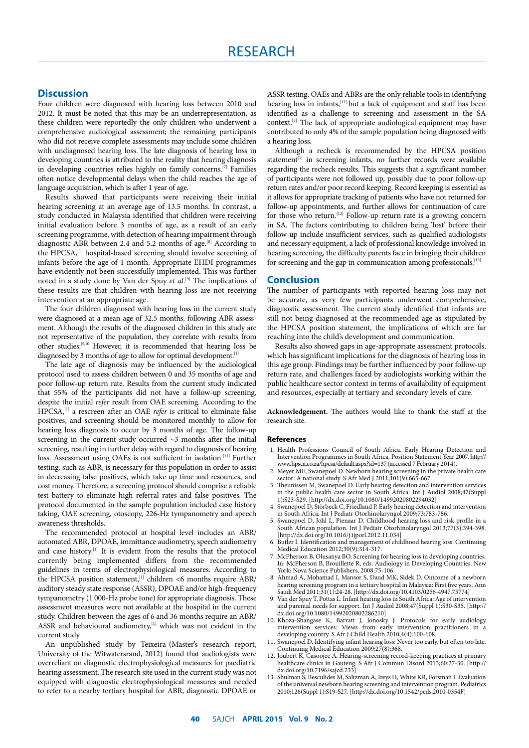## Discussion

Four children were diagnosed with hearing loss between 2010 and 2012. It must be noted that this may be an underrepresentation, as these children were reportedly the only children who underwent a comprehensive audiological assessment; the remaining participants who did not receive complete assessments may include some children with undiagnosed hearing loss. The late diagnosis of hearing loss in developing countries is attributed to the reality that hearing diagnosis in developing countries relies highly on family concerns.[7] Families often notice developmental delays when the child reaches the age of language acquisition, which is after 1 year of age.

Results showed that participants were receiving their initial hearing screening at an average age of 13.5 months. In contrast, a study conducted in Malaysia identified that children were receiving initial evaluation before 3 months of age, as a result of an early screening programme, with detection of hearing impairment through diagnostic ABR between 2.4 and 5.2 months of age.[8] According to the HPCSA,[1] hospital-based screening should involve screening of infants before the age of 1 month. Appropriate EHDI programmes have evidently not been successfully implemented. This was further noted in a study done by Van der Spuy *et al*.[9] The implications of these results are that children with hearing loss are not receiving intervention at an appropriate age.

The four children diagnosed with hearing loss in the current study were diagnosed at a mean age of 32.5 months, following ABR assessment. Although the results of the diagnosed children in this study are not representative of the population, they correlate with results from other studies.[5,10] However, it is recommended that hearing loss be diagnosed by 3 months of age to allow for optimal development.[1]

The late age of diagnosis may be influenced by the audiological protocol used to assess children between 0 and 35 months of age and poor follow-up return rate. Results from the current study indicated that 55% of the participants did not have a follow-up screening, despite the initial *refer* result from OAE screening. According to the HPCSA,[1] a rescreen after an OAE *refer* is critical to eliminate false positives, and screening should be monitored monthly to allow for hearing loss diagnosis to occur by 3 months of age. The follow-up screening in the current study occurred ~3 months after the initial screening, resulting in further delay with regard to diagnosis of hearing loss. Assessment using OAEs is not sufficient in isolation.[11] Further testing, such as ABR, is necessary for this population in order to assist in decreasing false positives, which take up time and resources, and cost money. Therefore, a screening protocol should comprise a reliable test battery to eliminate high referral rates and false positives. The protocol documented in the sample population included case history taking, OAE screening, otoscopy, 226-Hz tympanometry and speech awareness thresholds.

The recommended protocol at hospital level includes an ABR/automated ABR, DPOAE, immittance audiometry, speech audiometry and case history.[1] It is evident from the results that the protocol currently being implemented differs from the recommended guidelines in terms of electrophysiological measures. According to the HPCSA position statement,[1] children <6 months require ABR/auditory steady state response (ASSR), DPOAE and/or high-frequency tympanometry (1 000-Hz probe tone) for appropriate diagnosis. These assessment measures were not available at the hospital in the current study. Children between the ages of 6 and 36 months require an ABR/ASSR and behavioural audiometry,[1] which was not evident in the current study.

An unpublished study by Teixeira (Master's research report, University of the Witwatersrand, 2012) found that audiologists were overreliant on diagnostic electrophysiological measures for paediatric hearing assessment. The research site used in the current study was not equipped with diagnostic electrophysiological measures and needed to refer to a nearby tertiary hospital for ABR, diagnostic DPOAE or ASSR testing. OAEs and ABRs are the only reliable tools in identifying hearing loss in infants,[11] but a lack of equipment and staff has been identified as a challenge to screening and assessment in the SA context.[3] The lack of appropriate audiological equipment may have contributed to only 4% of the sample population being diagnosed with a hearing loss.

Although a recheck is recommended by the HPCSA position statement[1] in screening infants, no further records were available regarding the recheck results. This suggests that a significant number of participants were not followed up, possibly due to poor follow-up return rates and/or poor record keeping. Record keeping is essential as it allows for appropriate tracking of patients who have not returned for follow-up appointments, and further allows for continuation of care for those who return.[12] Follow-up return rate is a growing concern in SA. The factors contributing to children being 'lost' before their follow-up include insufficient services, such as qualified audiologists and necessary equipment, a lack of professional knowledge involved in hearing screening, the difficulty parents face in bringing their children for screening and the gap in communication among professionals.[13]

## Conclusion

The number of participants with reported hearing loss may not be accurate, as very few participants underwent comprehensive, diagnostic assessment. The current study identified that infants are still not being diagnosed at the recommended age as stipulated by the HPCSA position statement, the implications of which are far reaching into the child's development and communication.

Results also showed gaps in age-appropriate assessment protocols, which has significant implications for the diagnosis of hearing loss in this age group. Findings may be further influenced by poor follow-up return rate, and challenges faced by audiologists working within the public healthcare sector context in terms of availability of equipment and resources, especially at tertiary and secondary levels of care.

**Acknowledgement.** The authors would like to thank the staff at the research site.

### References

1. Health Professions Council of South Africa. Early Hearing Detection and Intervention Programmes in South Africa, Position Statement Year 2007. http://www.hpsca.co.za/hpcsa/default.aspx?id=137 (accessed 7 February 2014).
2. Meyer ME, Swanepoel D. Newborn hearing screening in the private health care sector: A national study. S Afr Med J 2011;101(9):665-667.
3. Theunissen M, Swanepoel D. Early hearing detection and intervention services in the public health care sector in South Africa. Int J Audiol 2008;47(Suppl 1):S23-S29. [http://dx.doi.org/10.1080/14992020802294032]
4. Swanepoel D, Störbeck C, Friedland P. Early hearing detection and intervention in South Africa. Int J Pediatr Otorhinolaryngol 2009;73:783-786.
5. Swanepoel D, Johl L, Pienaar D. Childhood hearing loss and risk profile in a South African population. Int J Pediatr Otorhinolaryngol 2013;77(3):394-398. [http://dx.doi.org/10.1016/j.ijporl.2012.11.034]
6. Butler I. Identification and management of childhood hearing loss. Continuing Medical Education 2012;30(9):314-317.
7. McPherson B, Olusanya BO. Screening for hearing loss in developing countries. In: McPherson B, Brouillette R, eds. Audiology in Developing Countries. New York: Nova Science Publishers, 2008:75-106.
8. Ahmad A, Mohamad I, Mansor S, Daud MK, Sidek D. Outcome of a newborn hearing screening program in a tertiary hospital in Malaysia: First five years. Ann Saudi Med 2011;31(1):24-28. [http://dx.doi.org/10.4103/0256-4947.75774]
9. Van der Spuy T, Pottas L. Infant hearing loss in South Africa: Age of intervention and parental needs for support. Int J Audiol 2008;47(Suppl 1):S30-S35. [http://dx.doi.org/10.1080/14992020802286210]
10. Khoza-Shangase K, Barratt J, Jonosky J. Protocols for early audiology intervention services: Views from early intervention practitioners in a developing country. S Afr J Child Health 2010;4(4):100-108.
11. Swanepoel D. Identifying infant hearing loss: Never too early, but often too late. Continuing Medical Education 2009;27(8):368.
12. Joubert K, Casoojee A. Hearing-screening record-keeping practices at primary healthcare clinics in Gauteng. S Afr J Commun Disord 2013;60:27-30. [http://dx.doi.org/10.7196/sajcd.233]
13. Shulman S, Besculides M, Saltzman A, Ireys H, White KR, Forsman I. Evaluation of the universal newborn hearing screening and intervention program. Pediatrics 2010;126(Suppl 1):S19-S27. [http://dx.doi.org/10.1542/peds.2010-0354F]